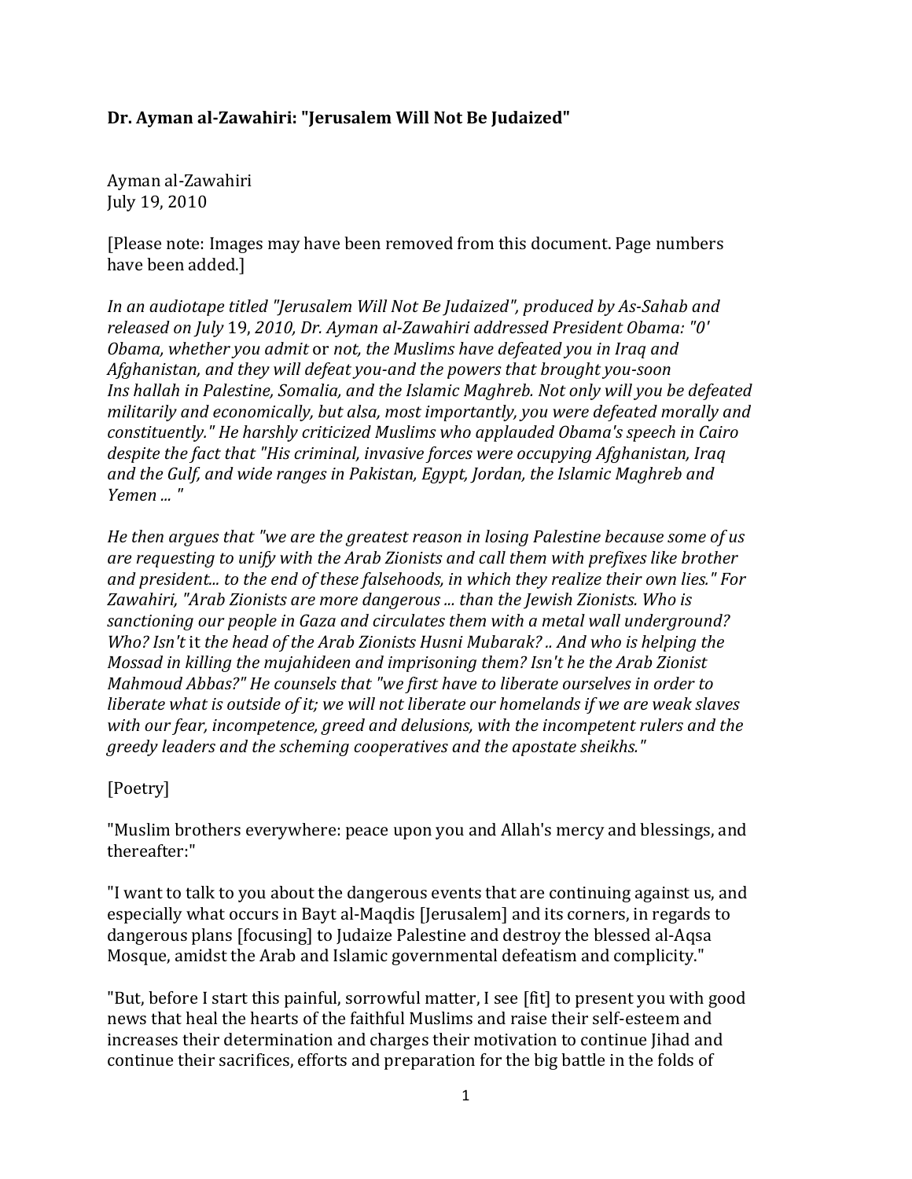**Dr. Ayman al-Zawahiri: "Jerusalem Will Not Be Judaized"**

Ayman al-Zawahiri
July 19, 2010

[Please note: Images may have been removed from this document. Page numbers have been added.]

*In an audiotape titled "Jerusalem Will Not Be Judaized", produced by As-Sahab and released on July 19, 2010, Dr. Ayman al-Zawahiri addressed President Obama: "0' Obama, whether you admit or not, the Muslims have defeated you in Iraq and Afghanistan, and they will defeat you-and the powers that brought you-soon Ins hallah in Palestine, Somalia, and the Islamic Maghreb. Not only will you be defeated militarily and economically, but alsa, most importantly, you were defeated morally and constituently." He harshly criticized Muslims who applauded Obama's speech in Cairo despite the fact that "His criminal, invasive forces were occupying Afghanistan, Iraq and the Gulf, and wide ranges in Pakistan, Egypt, Jordan, the Islamic Maghreb and Yemen ... "*

*He then argues that "we are the greatest reason in losing Palestine because some of us are requesting to unify with the Arab Zionists and call them with prefixes like brother and president... to the end of these falsehoods, in which they realize their own lies." For Zawahiri, "Arab Zionists are more dangerous ... than the Jewish Zionists. Who is sanctioning our people in Gaza and circulates them with a metal wall underground? Who? Isn't it the head of the Arab Zionists Husni Mubarak? .. And who is helping the Mossad in killing the mujahideen and imprisoning them? Isn't he the Arab Zionist Mahmoud Abbas?" He counsels that "we first have to liberate ourselves in order to liberate what is outside of it; we will not liberate our homelands if we are weak slaves with our fear, incompetence, greed and delusions, with the incompetent rulers and the greedy leaders and the scheming cooperatives and the apostate sheikhs."*

[Poetry]

"Muslim brothers everywhere: peace upon you and Allah's mercy and blessings, and thereafter:"

"I want to talk to you about the dangerous events that are continuing against us, and especially what occurs in Bayt al-Maqdis [Jerusalem] and its corners, in regards to dangerous plans [focusing] to Judaize Palestine and destroy the blessed al-Aqsa Mosque, amidst the Arab and Islamic governmental defeatism and complicity."

"But, before I start this painful, sorrowful matter, I see [fit] to present you with good news that heal the hearts of the faithful Muslims and raise their self-esteem and increases their determination and charges their motivation to continue Jihad and continue their sacrifices, efforts and preparation for the big battle in the folds of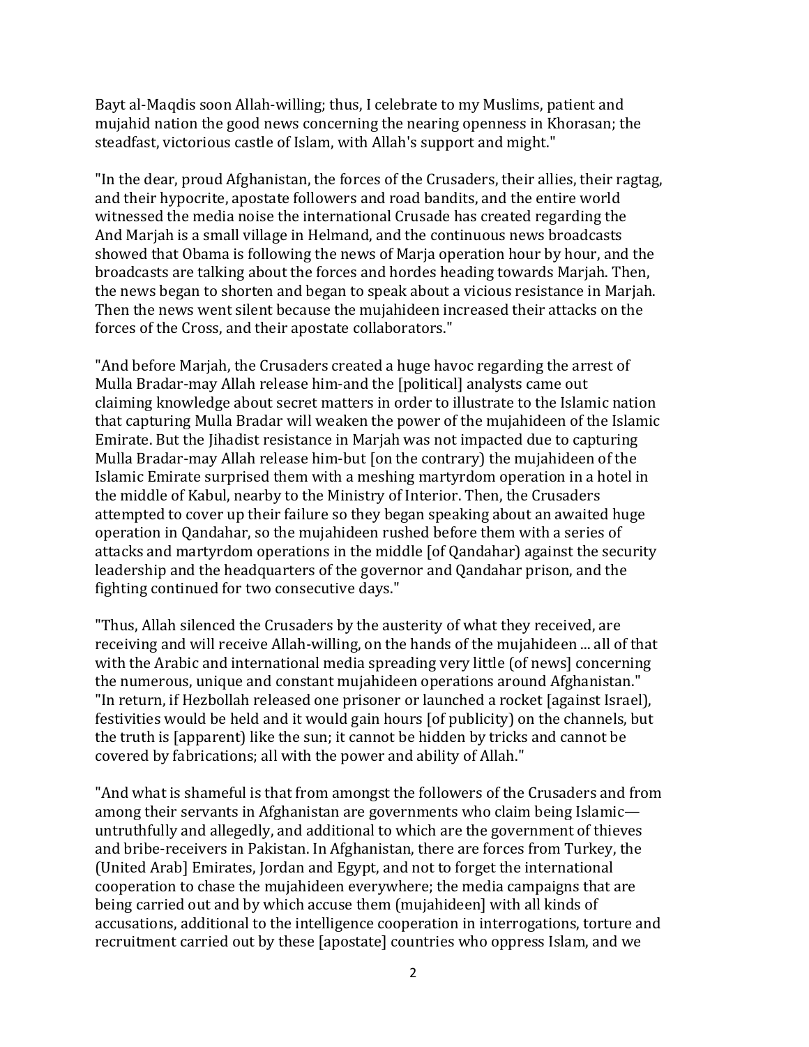Bayt al-Maqdis soon Allah-willing; thus, I celebrate to my Muslims, patient and mujahid nation the good news concerning the nearing openness in Khorasan; the steadfast, victorious castle of Islam, with Allah's support and might."

"In the dear, proud Afghanistan, the forces of the Crusaders, their allies, their ragtag, and their hypocrite, apostate followers and road bandits, and the entire world witnessed the media noise the international Crusade has created regarding the And Marjah is a small village in Helmand, and the continuous news broadcasts showed that Obama is following the news of Marja operation hour by hour, and the broadcasts are talking about the forces and hordes heading towards Marjah. Then, the news began to shorten and began to speak about a vicious resistance in Marjah. Then the news went silent because the mujahideen increased their attacks on the forces of the Cross, and their apostate collaborators."

"And before Marjah, the Crusaders created a huge havoc regarding the arrest of Mulla Bradar-may Allah release him-and the [political] analysts came out claiming knowledge about secret matters in order to illustrate to the Islamic nation that capturing Mulla Bradar will weaken the power of the mujahideen of the Islamic Emirate. But the Jihadist resistance in Marjah was not impacted due to capturing Mulla Bradar-may Allah release him-but [on the contrary) the mujahideen of the Islamic Emirate surprised them with a meshing martyrdom operation in a hotel in the middle of Kabul, nearby to the Ministry of Interior. Then, the Crusaders attempted to cover up their failure so they began speaking about an awaited huge operation in Qandahar, so the mujahideen rushed before them with a series of attacks and martyrdom operations in the middle [of Qandahar) against the security leadership and the headquarters of the governor and Qandahar prison, and the fighting continued for two consecutive days."

"Thus, Allah silenced the Crusaders by the austerity of what they received, are receiving and will receive Allah-willing, on the hands of the mujahideen ... all of that with the Arabic and international media spreading very little (of news] concerning the numerous, unique and constant mujahideen operations around Afghanistan." "In return, if Hezbollah released one prisoner or launched a rocket [against Israel), festivities would be held and it would gain hours [of publicity) on the channels, but the truth is [apparent) like the sun; it cannot be hidden by tricks and cannot be covered by fabrications; all with the power and ability of Allah."

"And what is shameful is that from amongst the followers of the Crusaders and from among their servants in Afghanistan are governments who claim being Islamic—untruthfully and allegedly, and additional to which are the government of thieves and bribe-receivers in Pakistan. In Afghanistan, there are forces from Turkey, the (United Arab] Emirates, Jordan and Egypt, and not to forget the international cooperation to chase the mujahideen everywhere; the media campaigns that are being carried out and by which accuse them (mujahideen] with all kinds of accusations, additional to the intelligence cooperation in interrogations, torture and recruitment carried out by these [apostate] countries who oppress Islam, and we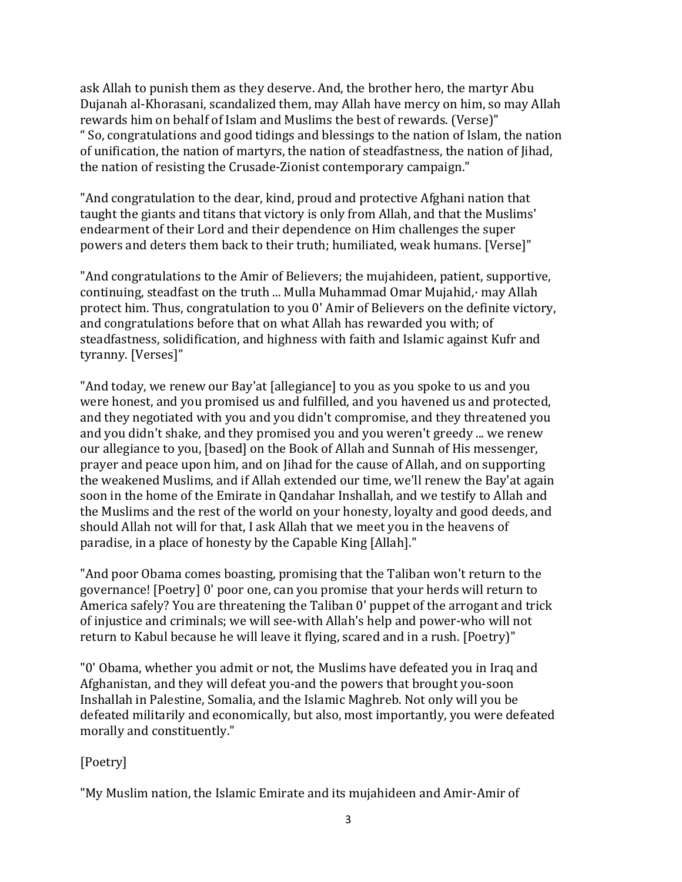ask Allah to punish them as they deserve. And, the brother hero, the martyr Abu Dujanah al-Khorasani, scandalized them, may Allah have mercy on him, so may Allah rewards him on behalf of Islam and Muslims the best of rewards. (Verse)"
" So, congratulations and good tidings and blessings to the nation of Islam, the nation of unification, the nation of martyrs, the nation of steadfastness, the nation of Jihad, the nation of resisting the Crusade-Zionist contemporary campaign."

"And congratulation to the dear, kind, proud and protective Afghani nation that taught the giants and titans that victory is only from Allah, and that the Muslims' endearment of their Lord and their dependence on Him challenges the super powers and deters them back to their truth; humiliated, weak humans. [Verse]"

"And congratulations to the Amir of Believers; the mujahideen, patient, supportive, continuing, steadfast on the truth ... Mulla Muhammad Omar Mujahid,· may Allah protect him. Thus, congratulation to you 0' Amir of Believers on the definite victory, and congratulations before that on what Allah has rewarded you with; of steadfastness, solidification, and highness with faith and Islamic against Kufr and tyranny. [Verses]"

"And today, we renew our Bay'at [allegiance] to you as you spoke to us and you were honest, and you promised us and fulfilled, and you havened us and protected, and they negotiated with you and you didn't compromise, and they threatened you and you didn't shake, and they promised you and you weren't greedy ... we renew our allegiance to you, [based] on the Book of Allah and Sunnah of His messenger, prayer and peace upon him, and on Jihad for the cause of Allah, and on supporting the weakened Muslims, and if Allah extended our time, we'll renew the Bay'at again soon in the home of the Emirate in Qandahar Inshallah, and we testify to Allah and the Muslims and the rest of the world on your honesty, loyalty and good deeds, and should Allah not will for that, I ask Allah that we meet you in the heavens of paradise, in a place of honesty by the Capable King [Allah]."

"And poor Obama comes boasting, promising that the Taliban won't return to the governance! [Poetry] 0' poor one, can you promise that your herds will return to America safely? You are threatening the Taliban 0' puppet of the arrogant and trick of injustice and criminals; we will see-with Allah's help and power-who will not return to Kabul because he will leave it flying, scared and in a rush. [Poetry)"

"0' Obama, whether you admit or not, the Muslims have defeated you in Iraq and Afghanistan, and they will defeat you-and the powers that brought you-soon Inshallah in Palestine, Somalia, and the Islamic Maghreb. Not only will you be defeated militarily and economically, but also, most importantly, you were defeated morally and constituently."

[Poetry]

"My Muslim nation, the Islamic Emirate and its mujahideen and Amir-Amir of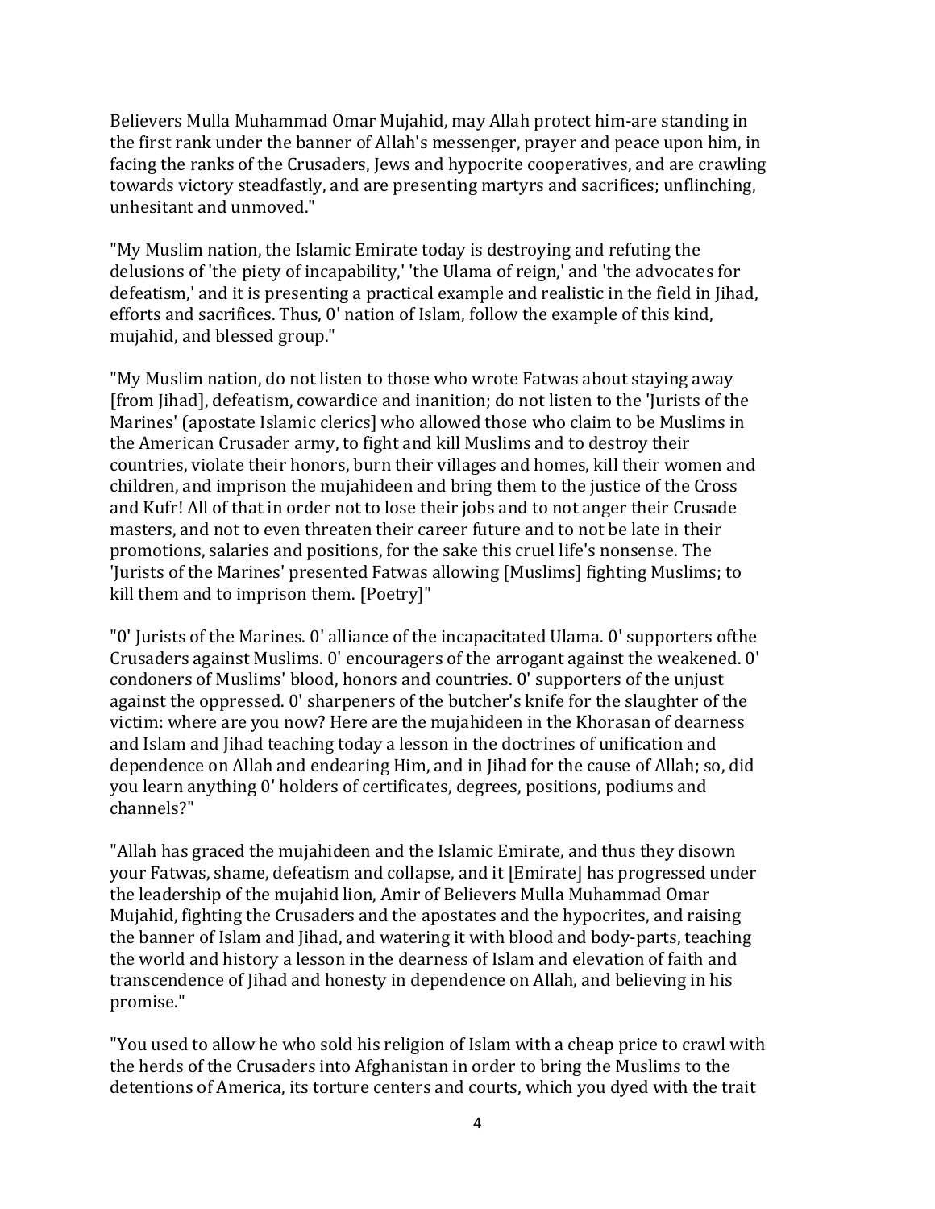Believers Mulla Muhammad Omar Mujahid, may Allah protect him-are standing in the first rank under the banner of Allah's messenger, prayer and peace upon him, in facing the ranks of the Crusaders, Jews and hypocrite cooperatives, and are crawling towards victory steadfastly, and are presenting martyrs and sacrifices; unflinching, unhesitant and unmoved."

"My Muslim nation, the Islamic Emirate today is destroying and refuting the delusions of 'the piety of incapability,' 'the Ulama of reign,' and 'the advocates for defeatism,' and it is presenting a practical example and realistic in the field in Jihad, efforts and sacrifices. Thus, 0' nation of Islam, follow the example of this kind, mujahid, and blessed group."

"My Muslim nation, do not listen to those who wrote Fatwas about staying away [from Jihad], defeatism, cowardice and inanition; do not listen to the 'Jurists of the Marines' [apostate Islamic clerics] who allowed those who claim to be Muslims in the American Crusader army, to fight and kill Muslims and to destroy their countries, violate their honors, burn their villages and homes, kill their women and children, and imprison the mujahideen and bring them to the justice of the Cross and Kufr! All of that in order not to lose their jobs and to not anger their Crusade masters, and not to even threaten their career future and to not be late in their promotions, salaries and positions, for the sake this cruel life's nonsense. The 'Jurists of the Marines' presented Fatwas allowing [Muslims] fighting Muslims; to kill them and to imprison them. [Poetry]"

"0' Jurists of the Marines. 0' alliance of the incapacitated Ulama. 0' supporters ofthe Crusaders against Muslims. 0' encouragers of the arrogant against the weakened. 0' condoners of Muslims' blood, honors and countries. 0' supporters of the unjust against the oppressed. 0' sharpeners of the butcher's knife for the slaughter of the victim: where are you now? Here are the mujahideen in the Khorasan of dearness and Islam and Jihad teaching today a lesson in the doctrines of unification and dependence on Allah and endearing Him, and in Jihad for the cause of Allah; so, did you learn anything 0' holders of certificates, degrees, positions, podiums and channels?"

"Allah has graced the mujahideen and the Islamic Emirate, and thus they disown your Fatwas, shame, defeatism and collapse, and it [Emirate] has progressed under the leadership of the mujahid lion, Amir of Believers Mulla Muhammad Omar Mujahid, fighting the Crusaders and the apostates and the hypocrites, and raising the banner of Islam and Jihad, and watering it with blood and body-parts, teaching the world and history a lesson in the dearness of Islam and elevation of faith and transcendence of Jihad and honesty in dependence on Allah, and believing in his promise."

"You used to allow he who sold his religion of Islam with a cheap price to crawl with the herds of the Crusaders into Afghanistan in order to bring the Muslims to the detentions of America, its torture centers and courts, which you dyed with the trait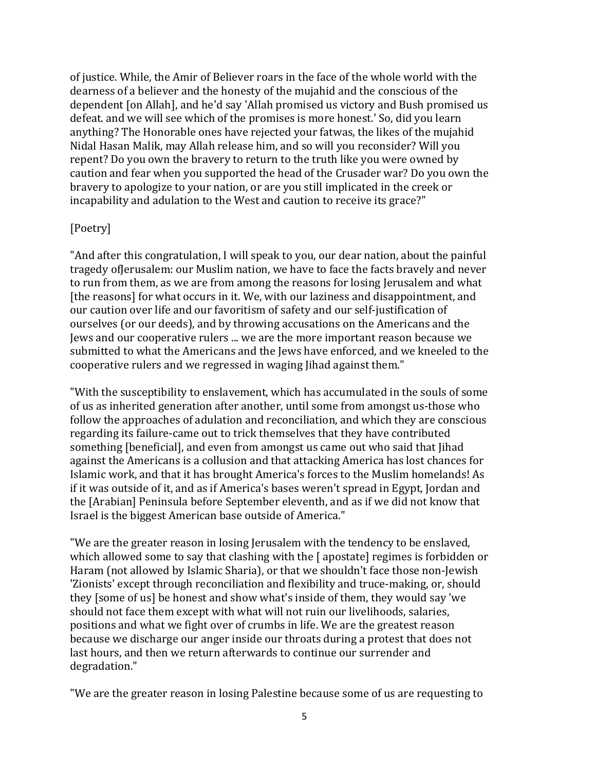of justice. While, the Amir of Believer roars in the face of the whole world with the dearness of a believer and the honesty of the mujahid and the conscious of the dependent [on Allah], and he'd say 'Allah promised us victory and Bush promised us defeat. and we will see which of the promises is more honest.' So, did you learn anything? The Honorable ones have rejected your fatwas, the likes of the mujahid Nidal Hasan Malik, may Allah release him, and so will you reconsider? Will you repent? Do you own the bravery to return to the truth like you were owned by caution and fear when you supported the head of the Crusader war? Do you own the bravery to apologize to your nation, or are you still implicated in the creek or incapability and adulation to the West and caution to receive its grace?"

[Poetry]

"And after this congratulation, I will speak to you, our dear nation, about the painful tragedy ofJerusalem: our Muslim nation, we have to face the facts bravely and never to run from them, as we are from among the reasons for losing Jerusalem and what [the reasons] for what occurs in it. We, with our laziness and disappointment, and our caution over life and our favoritism of safety and our self-justification of ourselves (or our deeds), and by throwing accusations on the Americans and the Jews and our cooperative rulers ... we are the more important reason because we submitted to what the Americans and the Jews have enforced, and we kneeled to the cooperative rulers and we regressed in waging Jihad against them."

"With the susceptibility to enslavement, which has accumulated in the souls of some of us as inherited generation after another, until some from amongst us-those who follow the approaches of adulation and reconciliation, and which they are conscious regarding its failure-came out to trick themselves that they have contributed something [beneficial], and even from amongst us came out who said that Jihad against the Americans is a collusion and that attacking America has lost chances for Islamic work, and that it has brought America's forces to the Muslim homelands! As if it was outside of it, and as if America's bases weren't spread in Egypt, Jordan and the [Arabian] Peninsula before September eleventh, and as if we did not know that Israel is the biggest American base outside of America."

"We are the greater reason in losing Jerusalem with the tendency to be enslaved, which allowed some to say that clashing with the [ apostate] regimes is forbidden or Haram (not allowed by Islamic Sharia), or that we shouldn't face those non-Jewish 'Zionists' except through reconciliation and flexibility and truce-making, or, should they [some of us] be honest and show what's inside of them, they would say 'we should not face them except with what will not ruin our livelihoods, salaries, positions and what we fight over of crumbs in life. We are the greatest reason because we discharge our anger inside our throats during a protest that does not last hours, and then we return afterwards to continue our surrender and degradation."

"We are the greater reason in losing Palestine because some of us are requesting to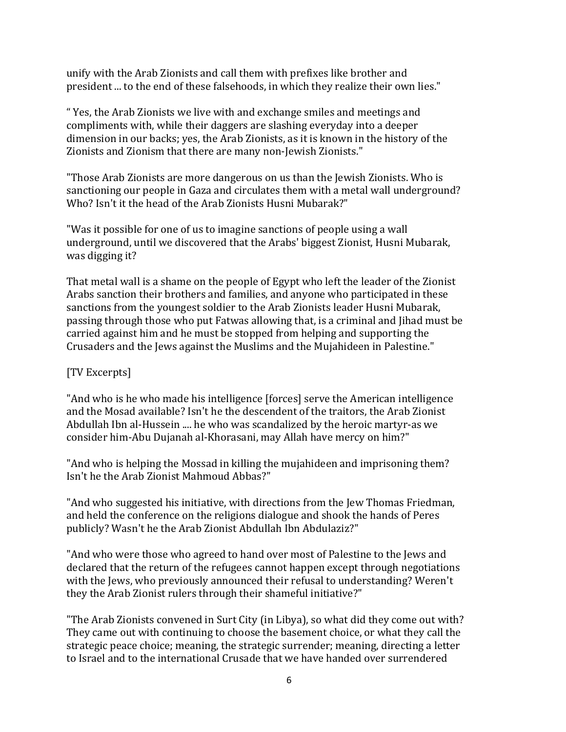unify with the Arab Zionists and call them with prefixes like brother and president ... to the end of these falsehoods, in which they realize their own lies."

“ Yes, the Arab Zionists we live with and exchange smiles and meetings and compliments with, while their daggers are slashing everyday into a deeper dimension in our backs; yes, the Arab Zionists, as it is known in the history of the Zionists and Zionism that there are many non-Jewish Zionists."

"Those Arab Zionists are more dangerous on us than the Jewish Zionists. Who is sanctioning our people in Gaza and circulates them with a metal wall underground? Who? Isn't it the head of the Arab Zionists Husni Mubarak?"

"Was it possible for one of us to imagine sanctions of people using a wall underground, until we discovered that the Arabs' biggest Zionist, Husni Mubarak, was digging it?

That metal wall is a shame on the people of Egypt who left the leader of the Zionist Arabs sanction their brothers and families, and anyone who participated in these sanctions from the youngest soldier to the Arab Zionists leader Husni Mubarak, passing through those who put Fatwas allowing that, is a criminal and Jihad must be carried against him and he must be stopped from helping and supporting the Crusaders and the Jews against the Muslims and the Mujahideen in Palestine."

[TV Excerpts]

"And who is he who made his intelligence [forces] serve the American intelligence and the Mosad available? Isn't he the descendent of the traitors, the Arab Zionist Abdullah Ibn al-Hussein .... he who was scandalized by the heroic martyr-as we consider him-Abu Dujanah al-Khorasani, may Allah have mercy on him?"

"And who is helping the Mossad in killing the mujahideen and imprisoning them? Isn't he the Arab Zionist Mahmoud Abbas?"

"And who suggested his initiative, with directions from the Jew Thomas Friedman, and held the conference on the religions dialogue and shook the hands of Peres publicly? Wasn't he the Arab Zionist Abdullah Ibn Abdulaziz?"

"And who were those who agreed to hand over most of Palestine to the Jews and declared that the return of the refugees cannot happen except through negotiations with the Jews, who previously announced their refusal to understanding? Weren't they the Arab Zionist rulers through their shameful initiative?"

"The Arab Zionists convened in Surt City (in Libya), so what did they come out with? They came out with continuing to choose the basement choice, or what they call the strategic peace choice; meaning, the strategic surrender; meaning, directing a letter to Israel and to the international Crusade that we have handed over surrendered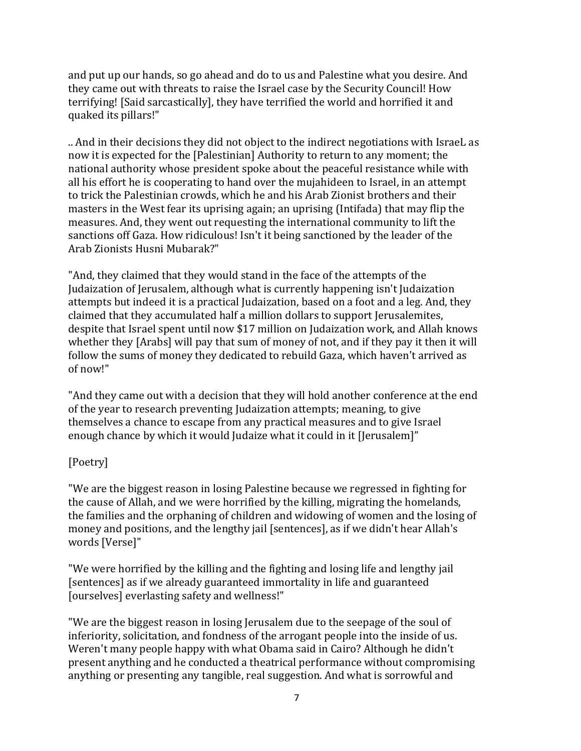and put up our hands, so go ahead and do to us and Palestine what you desire. And they came out with threats to raise the Israel case by the Security Council! How terrifying! [Said sarcastically], they have terrified the world and horrified it and quaked its pillars!"

.. And in their decisions they did not object to the indirect negotiations with IsraeL as now it is expected for the [Palestinian] Authority to return to any moment; the national authority whose president spoke about the peaceful resistance while with all his effort he is cooperating to hand over the mujahideen to Israel, in an attempt to trick the Palestinian crowds, which he and his Arab Zionist brothers and their masters in the West fear its uprising again; an uprising (Intifada) that may flip the measures. And, they went out requesting the international community to lift the sanctions off Gaza. How ridiculous! Isn't it being sanctioned by the leader of the Arab Zionists Husni Mubarak?"

"And, they claimed that they would stand in the face of the attempts of the Judaization of Jerusalem, although what is currently happening isn't Judaization attempts but indeed it is a practical Judaization, based on a foot and a leg. And, they claimed that they accumulated half a million dollars to support Jerusalemites, despite that Israel spent until now $17 million on Judaization work, and Allah knows whether they [Arabs] will pay that sum of money of not, and if they pay it then it will follow the sums of money they dedicated to rebuild Gaza, which haven't arrived as of now!"

"And they came out with a decision that they will hold another conference at the end of the year to research preventing Judaization attempts; meaning, to give themselves a chance to escape from any practical measures and to give Israel enough chance by which it would Judaize what it could in it [Jerusalem]"

[Poetry]

"We are the biggest reason in losing Palestine because we regressed in fighting for the cause of Allah, and we were horrified by the killing, migrating the homelands, the families and the orphaning of children and widowing of women and the losing of money and positions, and the lengthy jail [sentences], as if we didn't hear Allah's words [Verse]"

"We were horrified by the killing and the fighting and losing life and lengthy jail [sentences] as if we already guaranteed immortality in life and guaranteed [ourselves] everlasting safety and wellness!"

"We are the biggest reason in losing Jerusalem due to the seepage of the soul of inferiority, solicitation, and fondness of the arrogant people into the inside of us. Weren't many people happy with what Obama said in Cairo? Although he didn't present anything and he conducted a theatrical performance without compromising anything or presenting any tangible, real suggestion. And what is sorrowful and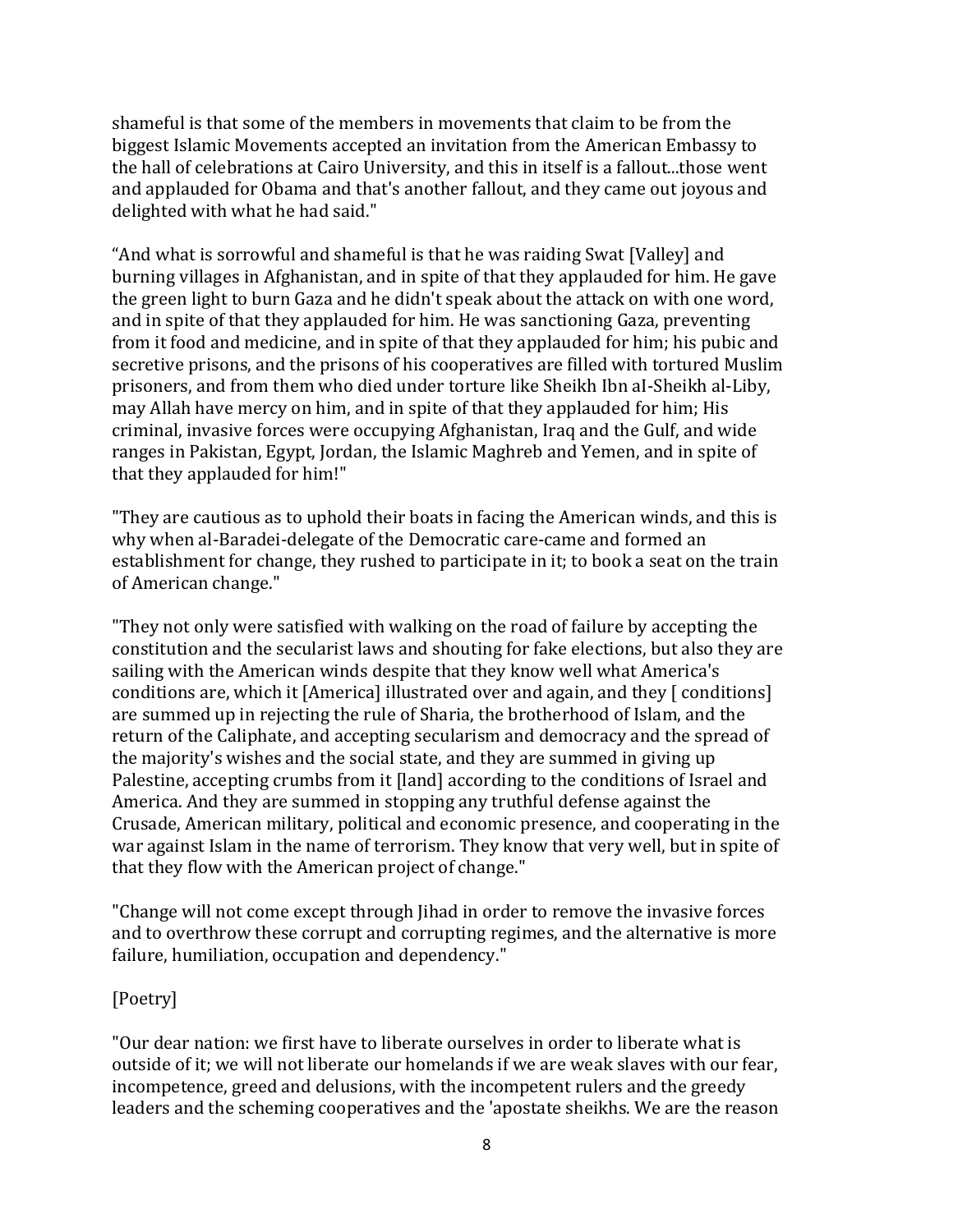shameful is that some of the members in movements that claim to be from the biggest Islamic Movements accepted an invitation from the American Embassy to the hall of celebrations at Cairo University, and this in itself is a fallout...those went and applauded for Obama and that's another fallout, and they came out joyous and delighted with what he had said."

"And what is sorrowful and shameful is that he was raiding Swat [Valley] and burning villages in Afghanistan, and in spite of that they applauded for him. He gave the green light to burn Gaza and he didn't speak about the attack on with one word, and in spite of that they applauded for him. He was sanctioning Gaza, preventing from it food and medicine, and in spite of that they applauded for him; his pubic and secretive prisons, and the prisons of his cooperatives are filled with tortured Muslim prisoners, and from them who died under torture like Sheikh Ibn aI-Sheikh al-Liby, may Allah have mercy on him, and in spite of that they applauded for him; His criminal, invasive forces were occupying Afghanistan, Iraq and the Gulf, and wide ranges in Pakistan, Egypt, Jordan, the Islamic Maghreb and Yemen, and in spite of that they applauded for him!"

"They are cautious as to uphold their boats in facing the American winds, and this is why when al-Baradei-delegate of the Democratic care-came and formed an establishment for change, they rushed to participate in it; to book a seat on the train of American change."

"They not only were satisfied with walking on the road of failure by accepting the constitution and the secularist laws and shouting for fake elections, but also they are sailing with the American winds despite that they know well what America's conditions are, which it [America] illustrated over and again, and they [ conditions] are summed up in rejecting the rule of Sharia, the brotherhood of Islam, and the return of the Caliphate, and accepting secularism and democracy and the spread of the majority's wishes and the social state, and they are summed in giving up Palestine, accepting crumbs from it [land] according to the conditions of Israel and America. And they are summed in stopping any truthful defense against the Crusade, American military, political and economic presence, and cooperating in the war against Islam in the name of terrorism. They know that very well, but in spite of that they flow with the American project of change."

"Change will not come except through Jihad in order to remove the invasive forces and to overthrow these corrupt and corrupting regimes, and the alternative is more failure, humiliation, occupation and dependency."

[Poetry]

"Our dear nation: we first have to liberate ourselves in order to liberate what is outside of it; we will not liberate our homelands if we are weak slaves with our fear, incompetence, greed and delusions, with the incompetent rulers and the greedy leaders and the scheming cooperatives and the 'apostate sheikhs. We are the reason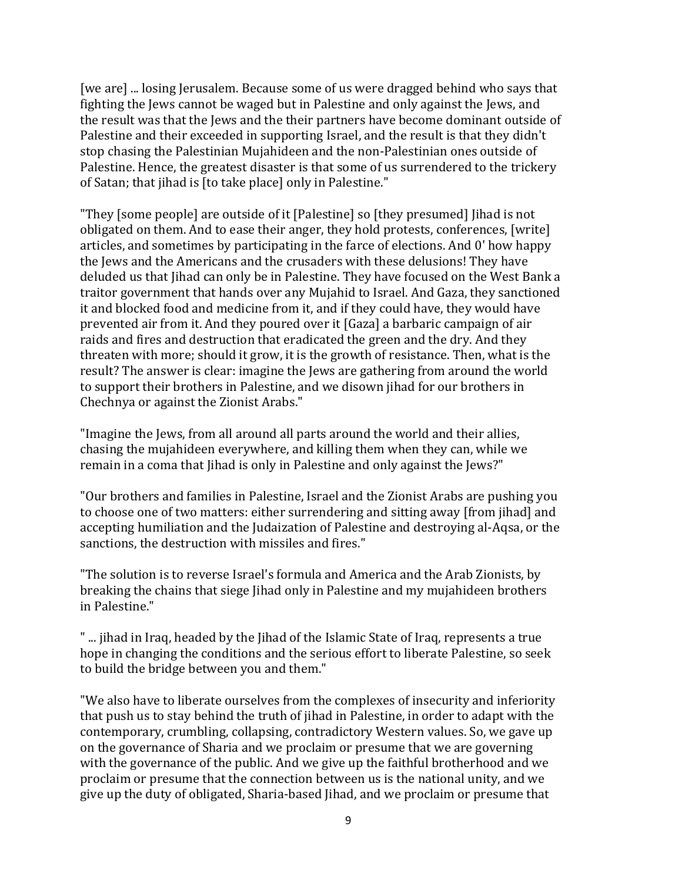[we are] ... losing Jerusalem. Because some of us were dragged behind who says that fighting the Jews cannot be waged but in Palestine and only against the Jews, and the result was that the Jews and the their partners have become dominant outside of Palestine and their exceeded in supporting Israel, and the result is that they didn't stop chasing the Palestinian Mujahideen and the non-Palestinian ones outside of Palestine. Hence, the greatest disaster is that some of us surrendered to the trickery of Satan; that jihad is [to take place] only in Palestine."

"They [some people] are outside of it [Palestine] so [they presumed] Jihad is not obligated on them. And to ease their anger, they hold protests, conferences, [write] articles, and sometimes by participating in the farce of elections. And 0' how happy the Jews and the Americans and the crusaders with these delusions! They have deluded us that Jihad can only be in Palestine. They have focused on the West Bank a traitor government that hands over any Mujahid to Israel. And Gaza, they sanctioned it and blocked food and medicine from it, and if they could have, they would have prevented air from it. And they poured over it [Gaza] a barbaric campaign of air raids and fires and destruction that eradicated the green and the dry. And they threaten with more; should it grow, it is the growth of resistance. Then, what is the result? The answer is clear: imagine the Jews are gathering from around the world to support their brothers in Palestine, and we disown jihad for our brothers in Chechnya or against the Zionist Arabs."

"Imagine the Jews, from all around all parts around the world and their allies, chasing the mujahideen everywhere, and killing them when they can, while we remain in a coma that Jihad is only in Palestine and only against the Jews?"

"Our brothers and families in Palestine, Israel and the Zionist Arabs are pushing you to choose one of two matters: either surrendering and sitting away [from jihad] and accepting humiliation and the Judaization of Palestine and destroying al-Aqsa, or the sanctions, the destruction with missiles and fires."

"The solution is to reverse Israel's formula and America and the Arab Zionists, by breaking the chains that siege Jihad only in Palestine and my mujahideen brothers in Palestine."

" ... jihad in Iraq, headed by the Jihad of the Islamic State of Iraq, represents a true hope in changing the conditions and the serious effort to liberate Palestine, so seek to build the bridge between you and them."

"We also have to liberate ourselves from the complexes of insecurity and inferiority that push us to stay behind the truth of jihad in Palestine, in order to adapt with the contemporary, crumbling, collapsing, contradictory Western values. So, we gave up on the governance of Sharia and we proclaim or presume that we are governing with the governance of the public. And we give up the faithful brotherhood and we proclaim or presume that the connection between us is the national unity, and we give up the duty of obligated, Sharia-based Jihad, and we proclaim or presume that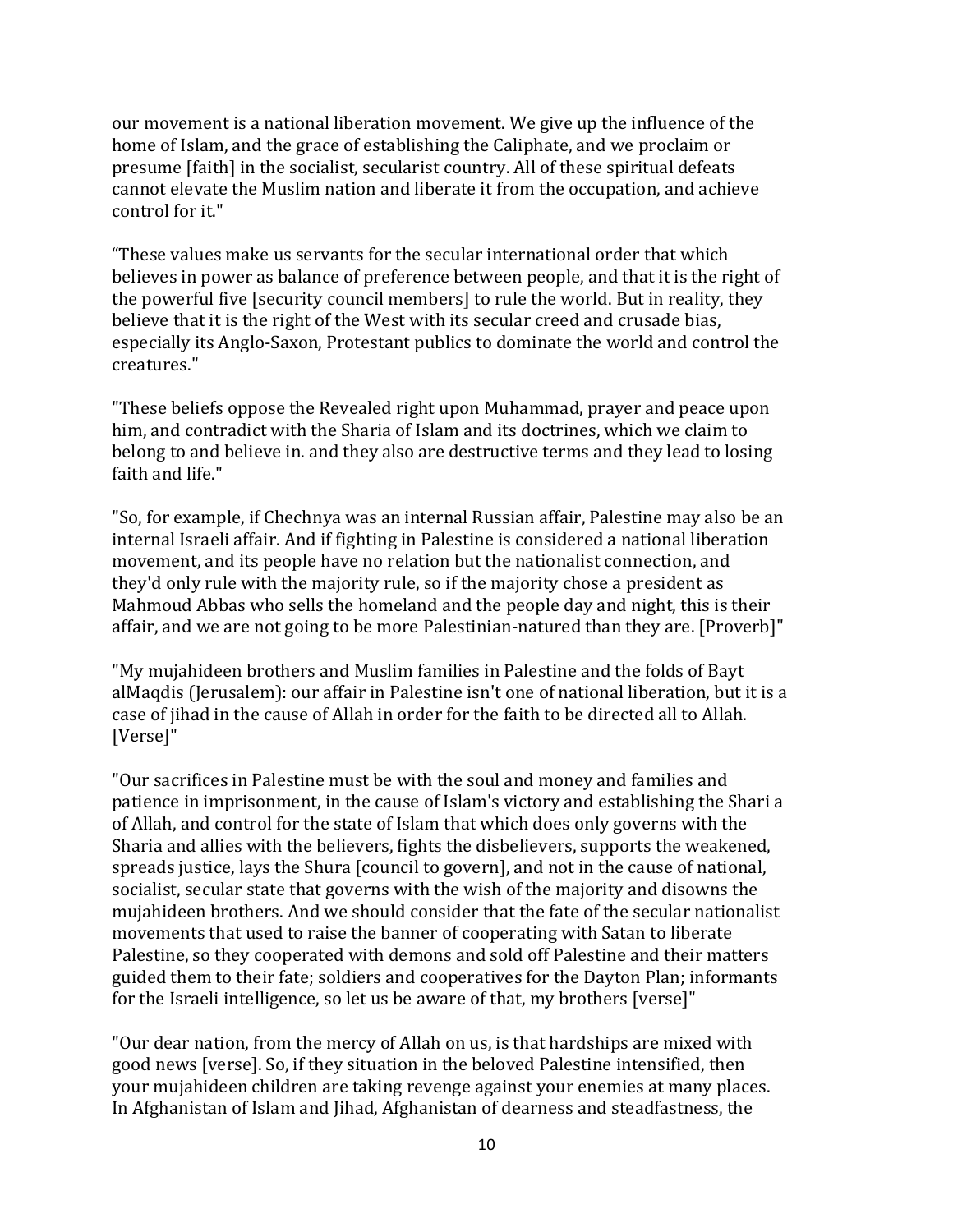our movement is a national liberation movement. We give up the influence of the home of Islam, and the grace of establishing the Caliphate, and we proclaim or presume [faith] in the socialist, secularist country. All of these spiritual defeats cannot elevate the Muslim nation and liberate it from the occupation, and achieve control for it."

“These values make us servants for the secular international order that which believes in power as balance of preference between people, and that it is the right of the powerful five [security council members] to rule the world. But in reality, they believe that it is the right of the West with its secular creed and crusade bias, especially its Anglo-Saxon, Protestant publics to dominate the world and control the creatures."

"These beliefs oppose the Revealed right upon Muhammad, prayer and peace upon him, and contradict with the Sharia of Islam and its doctrines, which we claim to belong to and believe in. and they also are destructive terms and they lead to losing faith and life."

"So, for example, if Chechnya was an internal Russian affair, Palestine may also be an internal Israeli affair. And if fighting in Palestine is considered a national liberation movement, and its people have no relation but the nationalist connection, and they'd only rule with the majority rule, so if the majority chose a president as Mahmoud Abbas who sells the homeland and the people day and night, this is their affair, and we are not going to be more Palestinian-natured than they are. [Proverb]"

"My mujahideen brothers and Muslim families in Palestine and the folds of Bayt alMaqdis (Jerusalem): our affair in Palestine isn't one of national liberation, but it is a case of jihad in the cause of Allah in order for the faith to be directed all to Allah. [Verse]"

"Our sacrifices in Palestine must be with the soul and money and families and patience in imprisonment, in the cause of Islam's victory and establishing the Shari a of Allah, and control for the state of Islam that which does only governs with the Sharia and allies with the believers, fights the disbelievers, supports the weakened, spreads justice, lays the Shura [council to govern], and not in the cause of national, socialist, secular state that governs with the wish of the majority and disowns the mujahideen brothers. And we should consider that the fate of the secular nationalist movements that used to raise the banner of cooperating with Satan to liberate Palestine, so they cooperated with demons and sold off Palestine and their matters guided them to their fate; soldiers and cooperatives for the Dayton Plan; informants for the Israeli intelligence, so let us be aware of that, my brothers [verse]"

"Our dear nation, from the mercy of Allah on us, is that hardships are mixed with good news [verse]. So, if they situation in the beloved Palestine intensified, then your mujahideen children are taking revenge against your enemies at many places. In Afghanistan of Islam and Jihad, Afghanistan of dearness and steadfastness, the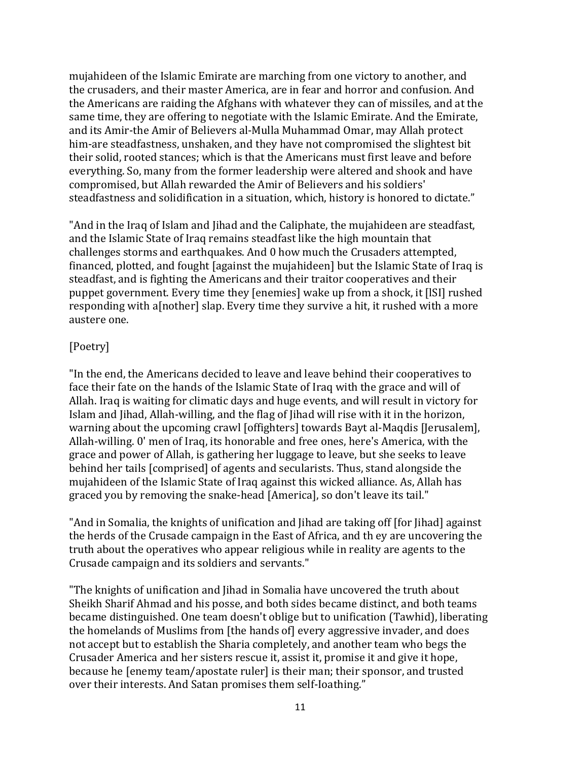mujahideen of the Islamic Emirate are marching from one victory to another, and the crusaders, and their master America, are in fear and horror and confusion. And the Americans are raiding the Afghans with whatever they can of missiles, and at the same time, they are offering to negotiate with the Islamic Emirate. And the Emirate, and its Amir-the Amir of Believers al-Mulla Muhammad Omar, may Allah protect him-are steadfastness, unshaken, and they have not compromised the slightest bit their solid, rooted stances; which is that the Americans must first leave and before everything. So, many from the former leadership were altered and shook and have compromised, but Allah rewarded the Amir of Believers and his soldiers' steadfastness and solidification in a situation, which, history is honored to dictate."

"And in the Iraq of Islam and Jihad and the Caliphate, the mujahideen are steadfast, and the Islamic State of Iraq remains steadfast like the high mountain that challenges storms and earthquakes. And 0 how much the Crusaders attempted, financed, plotted, and fought [against the mujahideen] but the Islamic State of Iraq is steadfast, and is fighting the Americans and their traitor cooperatives and their puppet government. Every time they [enemies] wake up from a shock, it [lSI] rushed responding with a[nother] slap. Every time they survive a hit, it rushed with a more austere one.

[Poetry]

"In the end, the Americans decided to leave and leave behind their cooperatives to face their fate on the hands of the Islamic State of Iraq with the grace and will of Allah. Iraq is waiting for climatic days and huge events, and will result in victory for Islam and Jihad, Allah-willing, and the flag of Jihad will rise with it in the horizon, warning about the upcoming crawl [offighters] towards Bayt al-Maqdis [Jerusalem], Allah-willing. 0' men of Iraq, its honorable and free ones, here's America, with the grace and power of Allah, is gathering her luggage to leave, but she seeks to leave behind her tails [comprised] of agents and secularists. Thus, stand alongside the mujahideen of the Islamic State of Iraq against this wicked alliance. As, Allah has graced you by removing the snake-head [America], so don't leave its tail."

"And in Somalia, the knights of unification and Jihad are taking off [for Jihad] against the herds of the Crusade campaign in the East of Africa, and th ey are uncovering the truth about the operatives who appear religious while in reality are agents to the Crusade campaign and its soldiers and servants."

"The knights of unification and Jihad in Somalia have uncovered the truth about Sheikh Sharif Ahmad and his posse, and both sides became distinct, and both teams became distinguished. One team doesn't oblige but to unification (Tawhid), liberating the homelands of Muslims from [the hands of] every aggressive invader, and does not accept but to establish the Sharia completely, and another team who begs the Crusader America and her sisters rescue it, assist it, promise it and give it hope, because he [enemy team/apostate ruler] is their man; their sponsor, and trusted over their interests. And Satan promises them self-Ioathing."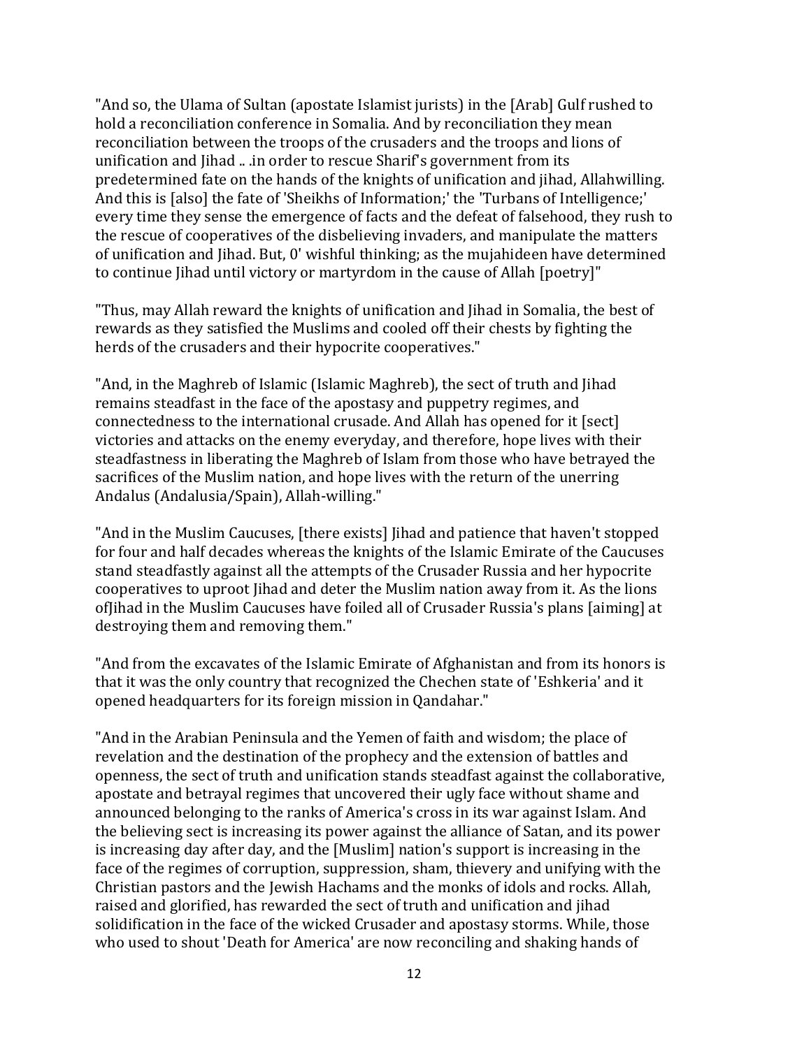"And so, the Ulama of Sultan (apostate Islamist jurists) in the [Arab] Gulf rushed to hold a reconciliation conference in Somalia. And by reconciliation they mean reconciliation between the troops of the crusaders and the troops and lions of unification and Jihad .. .in order to rescue Sharif's government from its predetermined fate on the hands of the knights of unification and jihad, Allahwilling. And this is [also] the fate of 'Sheikhs of Information;' the 'Turbans of Intelligence;' every time they sense the emergence of facts and the defeat of falsehood, they rush to the rescue of cooperatives of the disbelieving invaders, and manipulate the matters of unification and Jihad. But, 0' wishful thinking; as the mujahideen have determined to continue Jihad until victory or martyrdom in the cause of Allah [poetry]"

"Thus, may Allah reward the knights of unification and Jihad in Somalia, the best of rewards as they satisfied the Muslims and cooled off their chests by fighting the herds of the crusaders and their hypocrite cooperatives."

"And, in the Maghreb of Islamic (Islamic Maghreb), the sect of truth and Jihad remains steadfast in the face of the apostasy and puppetry regimes, and connectedness to the international crusade. And Allah has opened for it [sect] victories and attacks on the enemy everyday, and therefore, hope lives with their steadfastness in liberating the Maghreb of Islam from those who have betrayed the sacrifices of the Muslim nation, and hope lives with the return of the unerring Andalus (Andalusia/Spain), Allah-willing."

"And in the Muslim Caucuses, [there exists] Jihad and patience that haven't stopped for four and half decades whereas the knights of the Islamic Emirate of the Caucuses stand steadfastly against all the attempts of the Crusader Russia and her hypocrite cooperatives to uproot Jihad and deter the Muslim nation away from it. As the lions ofJihad in the Muslim Caucuses have foiled all of Crusader Russia's plans [aiming] at destroying them and removing them."

"And from the excavates of the Islamic Emirate of Afghanistan and from its honors is that it was the only country that recognized the Chechen state of 'Eshkeria' and it opened headquarters for its foreign mission in Qandahar."

"And in the Arabian Peninsula and the Yemen of faith and wisdom; the place of revelation and the destination of the prophecy and the extension of battles and openness, the sect of truth and unification stands steadfast against the collaborative, apostate and betrayal regimes that uncovered their ugly face without shame and announced belonging to the ranks of America's cross in its war against Islam. And the believing sect is increasing its power against the alliance of Satan, and its power is increasing day after day, and the [Muslim] nation's support is increasing in the face of the regimes of corruption, suppression, sham, thievery and unifying with the Christian pastors and the Jewish Hachams and the monks of idols and rocks. Allah, raised and glorified, has rewarded the sect of truth and unification and jihad solidification in the face of the wicked Crusader and apostasy storms. While, those who used to shout 'Death for America' are now reconciling and shaking hands of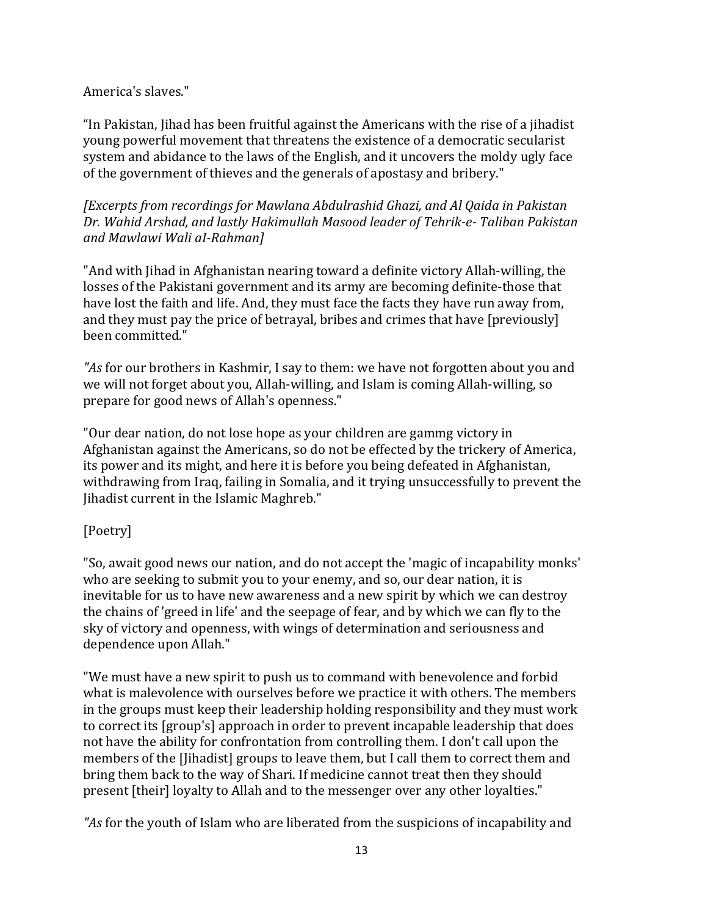America's slaves."

“In Pakistan, Jihad has been fruitful against the Americans with the rise of a jihadist young powerful movement that threatens the existence of a democratic secularist system and abidance to the laws of the English, and it uncovers the moldy ugly face of the government of thieves and the generals of apostasy and bribery."

*[Excerpts from recordings for Mawlana Abdulrashid Ghazi, and Al Qaida in Pakistan Dr. Wahid Arshad, and lastly Hakimullah Masood leader of Tehrik-e- Taliban Pakistan and Mawlawi Wali aI-Rahman]*

"And with Jihad in Afghanistan nearing toward a definite victory Allah-willing, the losses of the Pakistani government and its army are becoming definite-those that have lost the faith and life. And, they must face the facts they have run away from, and they must pay the price of betrayal, bribes and crimes that have [previously] been committed."

*"As* for our brothers in Kashmir, I say to them: we have not forgotten about you and we will not forget about you, Allah-willing, and Islam is coming Allah-willing, so prepare for good news of Allah's openness."

"Our dear nation, do not lose hope as your children are gammg victory in Afghanistan against the Americans, so do not be effected by the trickery of America, its power and its might, and here it is before you being defeated in Afghanistan, withdrawing from Iraq, failing in Somalia, and it trying unsuccessfully to prevent the Jihadist current in the Islamic Maghreb."

[Poetry]

"So, await good news our nation, and do not accept the 'magic of incapability monks' who are seeking to submit you to your enemy, and so, our dear nation, it is inevitable for us to have new awareness and a new spirit by which we can destroy the chains of 'greed in life' and the seepage of fear, and by which we can fly to the sky of victory and openness, with wings of determination and seriousness and dependence upon Allah."

"We must have a new spirit to push us to command with benevolence and forbid what is malevolence with ourselves before we practice it with others. The members in the groups must keep their leadership holding responsibility and they must work to correct its [group's] approach in order to prevent incapable leadership that does not have the ability for confrontation from controlling them. I don't call upon the members of the [Jihadist] groups to leave them, but I call them to correct them and bring them back to the way of Shari. If medicine cannot treat then they should present [their] loyalty to Allah and to the messenger over any other loyalties."

*"As* for the youth of Islam who are liberated from the suspicions of incapability and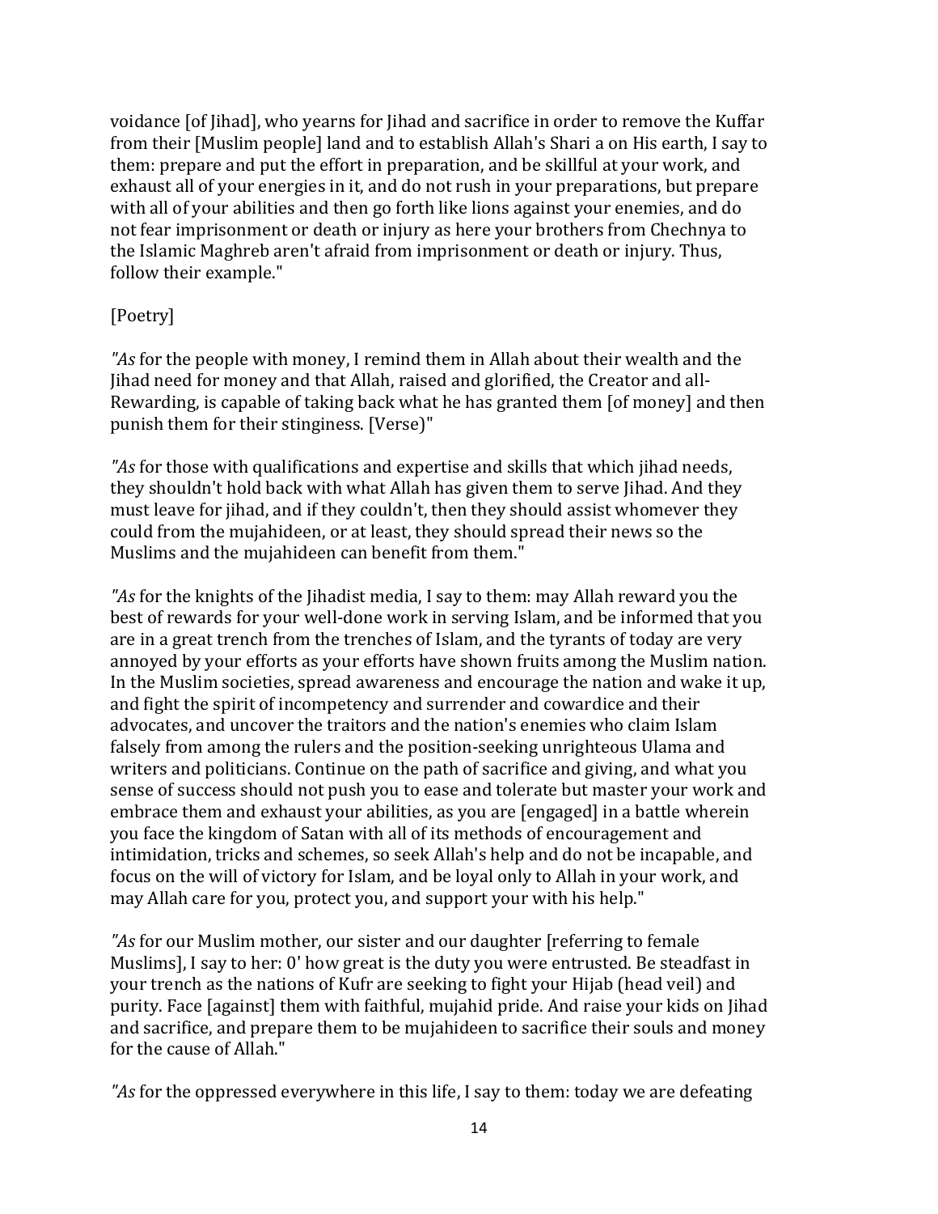voidance [of Jihad], who yearns for Jihad and sacrifice in order to remove the Kuffar from their [Muslim people] land and to establish Allah's Shari a on His earth, I say to them: prepare and put the effort in preparation, and be skillful at your work, and exhaust all of your energies in it, and do not rush in your preparations, but prepare with all of your abilities and then go forth like lions against your enemies, and do not fear imprisonment or death or injury as here your brothers from Chechnya to the Islamic Maghreb aren't afraid from imprisonment or death or injury. Thus, follow their example."

[Poetry]

*"As* for the people with money, I remind them in Allah about their wealth and the Jihad need for money and that Allah, raised and glorified, the Creator and all-Rewarding, is capable of taking back what he has granted them [of money] and then punish them for their stinginess. [Verse)"

*"As* for those with qualifications and expertise and skills that which jihad needs, they shouldn't hold back with what Allah has given them to serve Jihad. And they must leave for jihad, and if they couldn't, then they should assist whomever they could from the mujahideen, or at least, they should spread their news so the Muslims and the mujahideen can benefit from them."

*"As* for the knights of the Jihadist media, I say to them: may Allah reward you the best of rewards for your well-done work in serving Islam, and be informed that you are in a great trench from the trenches of Islam, and the tyrants of today are very annoyed by your efforts as your efforts have shown fruits among the Muslim nation. In the Muslim societies, spread awareness and encourage the nation and wake it up, and fight the spirit of incompetency and surrender and cowardice and their advocates, and uncover the traitors and the nation's enemies who claim Islam falsely from among the rulers and the position-seeking unrighteous Ulama and writers and politicians. Continue on the path of sacrifice and giving, and what you sense of success should not push you to ease and tolerate but master your work and embrace them and exhaust your abilities, as you are [engaged] in a battle wherein you face the kingdom of Satan with all of its methods of encouragement and intimidation, tricks and schemes, so seek Allah's help and do not be incapable, and focus on the will of victory for Islam, and be loyal only to Allah in your work, and may Allah care for you, protect you, and support your with his help."

*"As* for our Muslim mother, our sister and our daughter [referring to female Muslims], I say to her: 0' how great is the duty you were entrusted. Be steadfast in your trench as the nations of Kufr are seeking to fight your Hijab (head veil) and purity. Face [against] them with faithful, mujahid pride. And raise your kids on Jihad and sacrifice, and prepare them to be mujahideen to sacrifice their souls and money for the cause of Allah."

*"As* for the oppressed everywhere in this life, I say to them: today we are defeating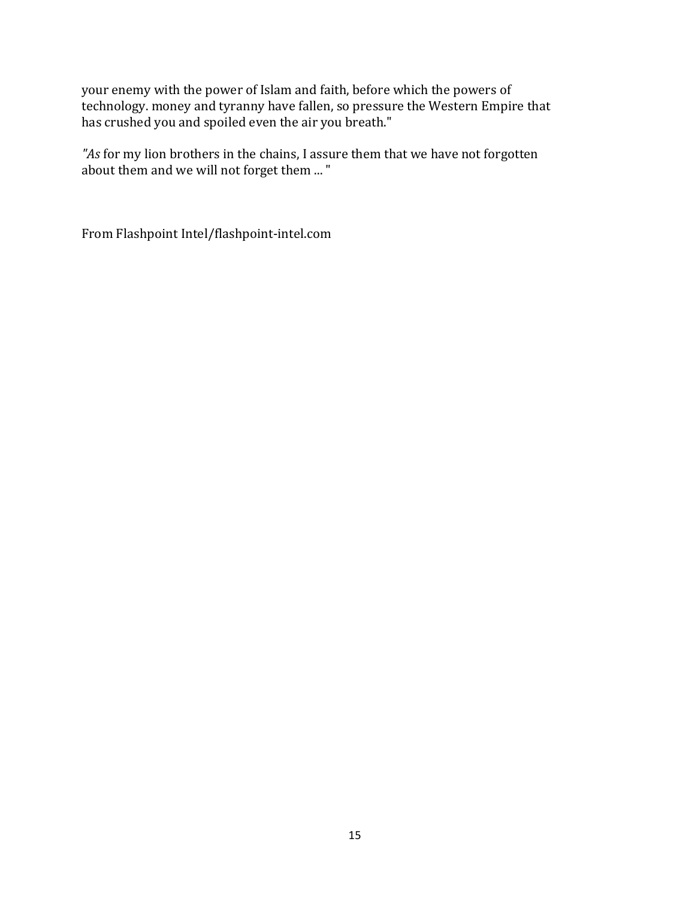your enemy with the power of Islam and faith, before which the powers of technology. money and tyranny have fallen, so pressure the Western Empire that has crushed you and spoiled even the air you breath."

*"As* for my lion brothers in the chains, I assure them that we have not forgotten about them and we will not forget them ... "

From Flashpoint Intel/flashpoint-intel.com